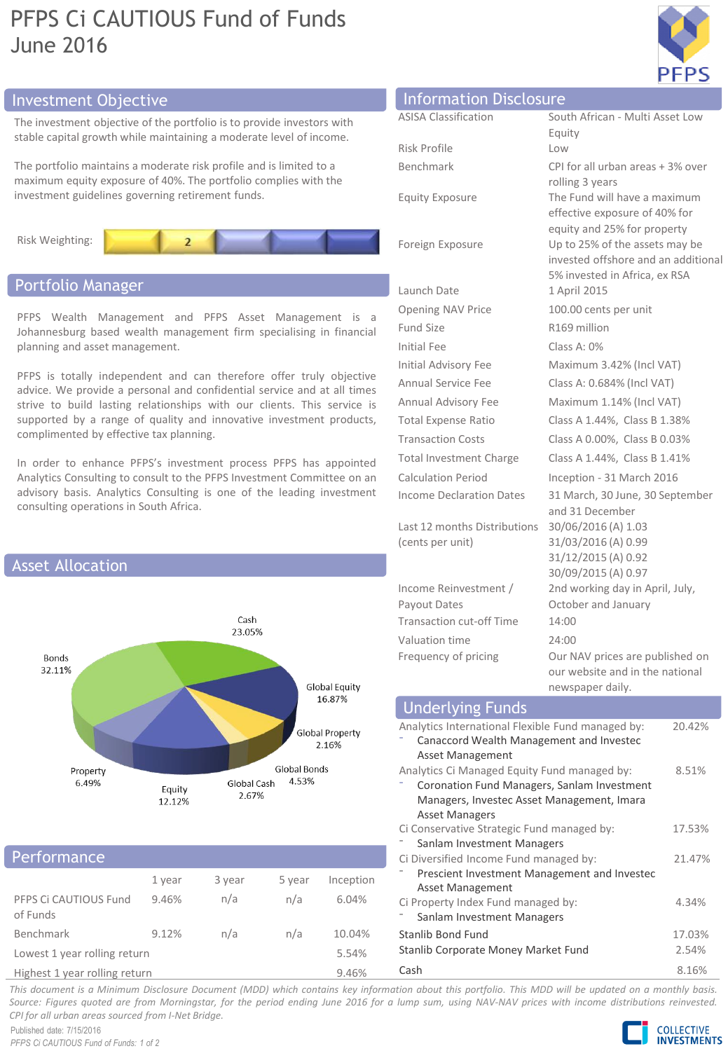# PFPS Ci CAUTIOUS Fund of Funds
June 2016

## Investment Objective

The investment objective of the portfolio is to provide investors with stable capital growth while maintaining a moderate level of income.

The portfolio maintains a moderate risk profile and is limited to a maximum equity exposure of 40%. The portfolio complies with the investment guidelines governing retirement funds.

Risk Weighting: 2

## Portfolio Manager

PFPS Wealth Management and PFPS Asset Management is a Johannesburg based wealth management firm specialising in financial planning and asset management.

PFPS is totally independent and can therefore offer truly objective advice. We provide a personal and confidential service and at all times strive to build lasting relationships with our clients. This service is supported by a range of quality and innovative investment products, complimented by effective tax planning.

In order to enhance PFPS's investment process PFPS has appointed Analytics Consulting to consult to the PFPS Investment Committee on an advisory basis. Analytics Consulting is one of the leading investment consulting operations in South Africa.

## Asset Allocation

| Asset | % |
|---|---|
| Cash | 23.05% |
| Global Equity | 16.87% |
| Global Property | 2.16% |
| Global Bonds | 4.53% |
| Global Cash | 2.67% |
| Equity | 12.12% |
| Property | 6.49% |
| Bonds | 32.11% |

## Performance

| | 1 year | 3 year | 5 year | Inception |
|---|---|---|---|---|
| PFPS Ci CAUTIOUS Fund of Funds | 9.46% | n/a | n/a | 6.04% |
| Benchmark | 9.12% | n/a | n/a | 10.04% |
| Lowest 1 year rolling return | | | | 5.54% |
| Highest 1 year rolling return | | | | 9.46% |

## Information Disclosure

| | |
|---|---|
| ASISA Classification | South African - Multi Asset Low Equity |
| Risk Profile | Low |
| Benchmark | CPI for all urban areas + 3% over rolling 3 years |
| Equity Exposure | The Fund will have a maximum effective exposure of 40% for equity and 25% for property |
| Foreign Exposure | Up to 25% of the assets may be invested offshore and an additional 5% invested in Africa, ex RSA |
| Launch Date | 1 April 2015 |
| Opening NAV Price | 100.00 cents per unit |
| Fund Size | R169 million |
| Initial Fee | Class A: 0% |
| Initial Advisory Fee | Maximum 3.42% (Incl VAT) |
| Annual Service Fee | Class A: 0.684% (Incl VAT) |
| Annual Advisory Fee | Maximum 1.14% (Incl VAT) |
| Total Expense Ratio | Class A 1.44%, Class B 1.38% |
| Transaction Costs | Class A 0.00%, Class B 0.03% |
| Total Investment Charge | Class A 1.44%, Class B 1.41% |
| Calculation Period | Inception - 31 March 2016 |
| Income Declaration Dates | 31 March, 30 June, 30 September and 31 December |
| Last 12 months Distributions (cents per unit) | 30/06/2016 (A) 1.03<br>31/03/2016 (A) 0.99<br>31/12/2015 (A) 0.92<br>30/09/2015 (A) 0.97 |
| Income Reinvestment / Payout Dates | 2nd working day in April, July, October and January |
| Transaction cut-off Time | 14:00 |
| Valuation time | 24:00 |
| Frequency of pricing | Our NAV prices are published on our website and in the national newspaper daily. |

## Underlying Funds

| Fund | % |
|---|---|
| Analytics International Flexible Fund managed by:<br>- Canaccord Wealth Management and Investec Asset Management | 20.42% |
| Analytics Ci Managed Equity Fund managed by:<br>- Coronation Fund Managers, Sanlam Investment Managers, Investec Asset Management, Imara Asset Managers | 8.51% |
| Ci Conservative Strategic Fund managed by:<br>- Sanlam Investment Managers | 17.53% |
| Ci Diversified Income Fund managed by:<br>- Prescient Investment Management and Investec Asset Management | 21.47% |
| Ci Property Index Fund managed by:<br>- Sanlam Investment Managers | 4.34% |
| Stanlib Bond Fund | 17.03% |
| Stanlib Corporate Money Market Fund | 2.54% |
| Cash | 8.16% |

*This document is a Minimum Disclosure Document (MDD) which contains key information about this portfolio. This MDD will be updated on a monthly basis. Source: Figures quoted are from Morningstar, for the period ending June 2016 for a lump sum, using NAV-NAV prices with income distributions reinvested. CPI for all urban areas sourced from I-Net Bridge.*

Published date: 7/15/2016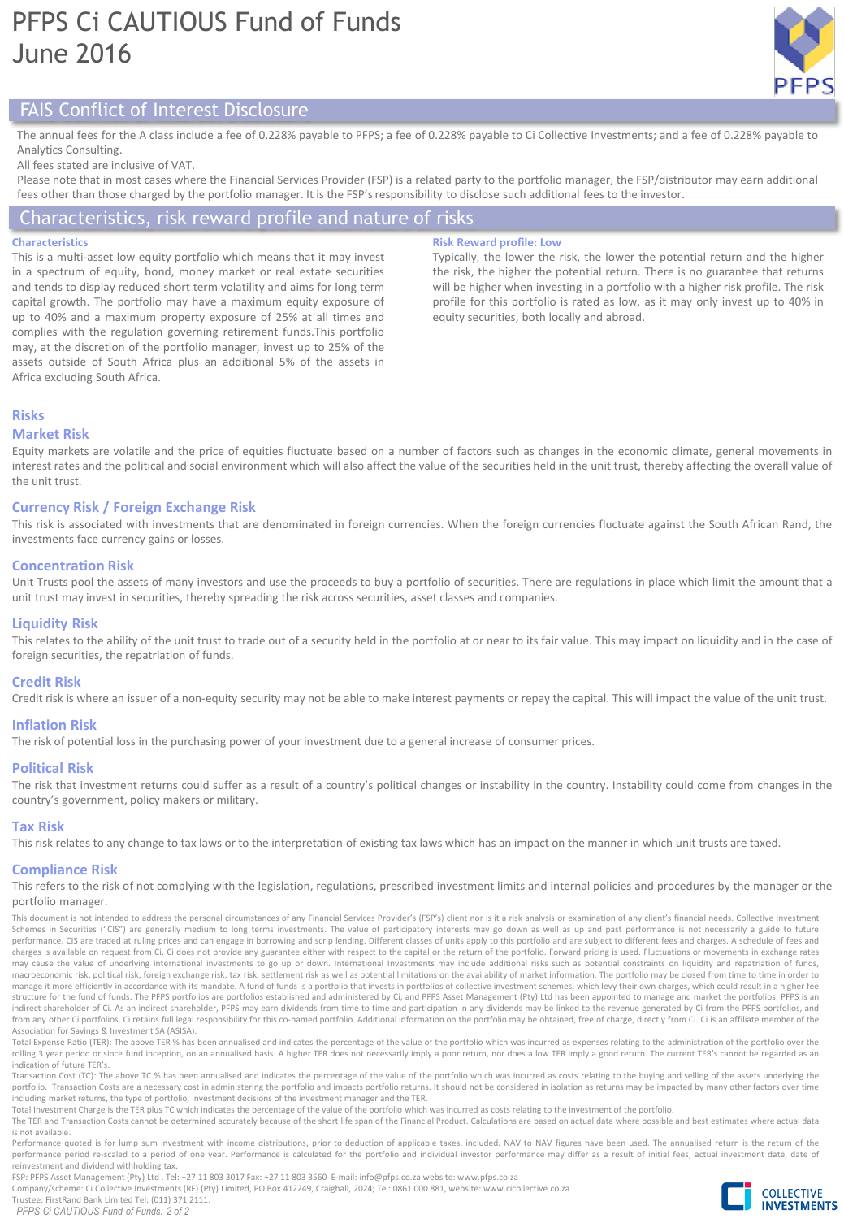# PFPS Ci CAUTIOUS Fund of Funds
# June 2016

## FAIS Conflict of Interest Disclosure

The annual fees for the A class include a fee of 0.228% payable to PFPS; a fee of 0.228% payable to Ci Collective Investments; and a fee of 0.228% payable to Analytics Consulting.

All fees stated are inclusive of VAT.

Please note that in most cases where the Financial Services Provider (FSP) is a related party to the portfolio manager, the FSP/distributor may earn additional fees other than those charged by the portfolio manager. It is the FSP's responsibility to disclose such additional fees to the investor.

## Characteristics, risk reward profile and nature of risks

### Characteristics

This is a multi-asset low equity portfolio which means that it may invest in a spectrum of equity, bond, money market or real estate securities and tends to display reduced short term volatility and aims for long term capital growth. The portfolio may have a maximum equity exposure of up to 40% and a maximum property exposure of 25% at all times and complies with the regulation governing retirement funds.This portfolio may, at the discretion of the portfolio manager, invest up to 25% of the assets outside of South Africa plus an additional 5% of the assets in Africa excluding South Africa.

### Risk Reward profile: Low

Typically, the lower the risk, the lower the potential return and the higher the risk, the higher the potential return. There is no guarantee that returns will be higher when investing in a portfolio with a higher risk profile. The risk profile for this portfolio is rated as low, as it may only invest up to 40% in equity securities, both locally and abroad.

### Risks

#### Market Risk

Equity markets are volatile and the price of equities fluctuate based on a number of factors such as changes in the economic climate, general movements in interest rates and the political and social environment which will also affect the value of the securities held in the unit trust, thereby affecting the overall value of the unit trust.

#### Currency Risk / Foreign Exchange Risk

This risk is associated with investments that are denominated in foreign currencies. When the foreign currencies fluctuate against the South African Rand, the investments face currency gains or losses.

#### Concentration Risk

Unit Trusts pool the assets of many investors and use the proceeds to buy a portfolio of securities. There are regulations in place which limit the amount that a unit trust may invest in securities, thereby spreading the risk across securities, asset classes and companies.

#### Liquidity Risk

This relates to the ability of the unit trust to trade out of a security held in the portfolio at or near to its fair value. This may impact on liquidity and in the case of foreign securities, the repatriation of funds.

#### Credit Risk

Credit risk is where an issuer of a non-equity security may not be able to make interest payments or repay the capital. This will impact the value of the unit trust.

#### Inflation Risk

The risk of potential loss in the purchasing power of your investment due to a general increase of consumer prices.

#### Political Risk

The risk that investment returns could suffer as a result of a country's political changes or instability in the country. Instability could come from changes in the country's government, policy makers or military.

#### Tax Risk

This risk relates to any change to tax laws or to the interpretation of existing tax laws which has an impact on the manner in which unit trusts are taxed.

#### Compliance Risk

This refers to the risk of not complying with the legislation, regulations, prescribed investment limits and internal policies and procedures by the manager or the portfolio manager.

This document is not intended to address the personal circumstances of any Financial Services Provider's (FSP's) client nor is it a risk analysis or examination of any client's financial needs. Collective Investment Schemes in Securities ("CIS") are generally medium to long terms investments. The value of participatory interests may go down as well as up and past performance is not necessarily a guide to future performance. CIS are traded at ruling prices and can engage in borrowing and scrip lending. Different classes of units apply to this portfolio and are subject to different fees and charges. A schedule of fees and charges is available on request from Ci. Ci does not provide any guarantee either with respect to the capital or the return of the portfolio. Forward pricing is used. Fluctuations or movements in exchange rates may cause the value of underlying international investments to go up or down. International Investments may include additional risks such as potential constraints on liquidity and repatriation of funds, macroeconomic risk, political risk, foreign exchange risk, tax risk, settlement risk as well as potential limitations on the availability of market information. The portfolio may be closed from time to time in order to manage it more efficiently in accordance with its mandate. A fund of funds is a portfolio that invests in portfolios of collective investment schemes, which levy their own charges, which could result in a higher fee structure for the fund of funds. The PFPS portfolios are portfolios established and administered by Ci, and PFPS Asset Management (Pty) Ltd has been appointed to manage and market the portfolios. PFPS is an indirect shareholder of Ci. As an indirect shareholder, PFPS may earn dividends from time to time and participation in any dividends may be linked to the revenue generated by Ci from the PFPS portfolios, and from any other Ci portfolios. Ci retains full legal responsibility for this co-named portfolio. Additional information on the portfolio may be obtained, free of charge, directly from Ci. Ci is an affiliate member of the Association for Savings & Investment SA (ASISA).

Total Expense Ratio (TER): The above TER % has been annualised and indicates the percentage of the value of the portfolio which was incurred as expenses relating to the administration of the portfolio over the rolling 3 year period or since fund inception, on an annualised basis. A higher TER does not necessarily imply a poor return, nor does a low TER imply a good return. The current TER's cannot be regarded as an indication of future TER's.

Transaction Cost (TC): The above TC % has been annualised and indicates the percentage of the value of the portfolio which was incurred as costs relating to the buying and selling of the assets underlying the portfolio. Transaction Costs are a necessary cost in administering the portfolio and impacts portfolio returns. It should not be considered in isolation as returns may be impacted by many other factors over time including market returns, the type of portfolio, investment decisions of the investment manager and the TER.

Total Investment Charge is the TER plus TC which indicates the percentage of the value of the portfolio which was incurred as costs relating to the investment of the portfolio.

The TER and Transaction Costs cannot be determined accurately because of the short life span of the Financial Product. Calculations are based on actual data where possible and best estimates where actual data is not available.

Performance quoted is for lump sum investment with income distributions, prior to deduction of applicable taxes, included. NAV to NAV figures have been used. The annualised return is the return of the performance period re-scaled to a period of one year. Performance is calculated for the portfolio and individual investor performance may differ as a result of initial fees, actual investment date, date of reinvestment and dividend withholding tax.

FSP: PFPS Asset Management (Pty) Ltd , Tel: +27 11 803 3017 Fax: +27 11 803 3560 E-mail: info@pfps.co.za website: www.pfps.co.za

Company/scheme: Ci Collective Investments (RF) (Pty) Limited, PO Box 412249, Craighall, 2024; Tel: 0861 000 881, website: www.cicollective.co.za

Trustee: FirstRand Bank Limited Tel: (011) 371 2111.